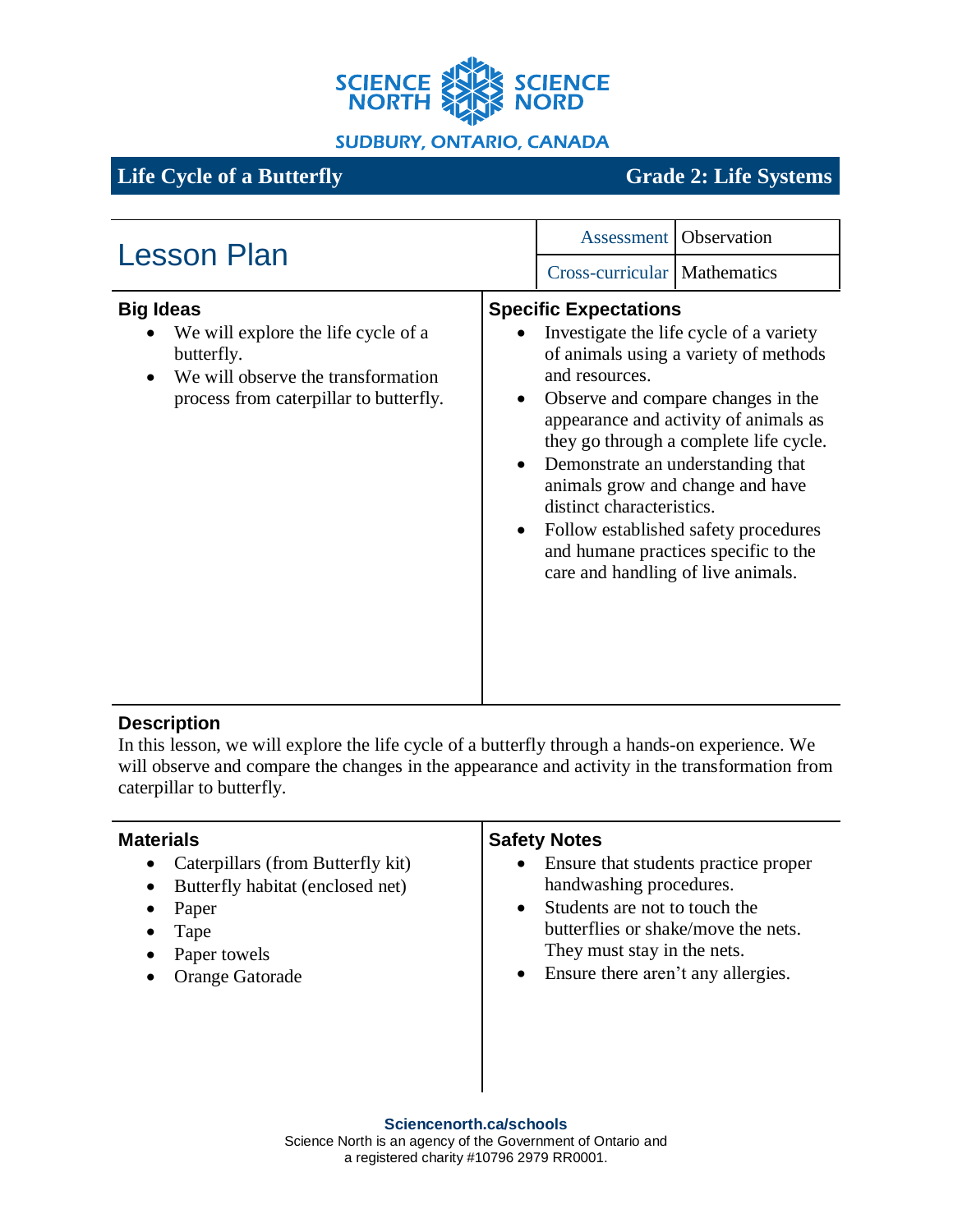SCIENCE NORTH SCIENCE NORD

SUDBURY, ONTARIO, CANADA

# Life Cycle of a Butterfly

**Grade 2: Life Systems**

## Lesson Plan

| Assessment | Observation |
|---|---|
| Cross-curricular | Mathematics |

### Big Ideas

- We will explore the life cycle of a butterfly.
- We will observe the transformation process from caterpillar to butterfly.

### Specific Expectations

- Investigate the life cycle of a variety of animals using a variety of methods and resources.
- Observe and compare changes in the appearance and activity of animals as they go through a complete life cycle.
- Demonstrate an understanding that animals grow and change and have distinct characteristics.
- Follow established safety procedures and humane practices specific to the care and handling of live animals.

### Description

In this lesson, we will explore the life cycle of a butterfly through a hands-on experience. We will observe and compare the changes in the appearance and activity in the transformation from caterpillar to butterfly.

### Materials

- Caterpillars (from Butterfly kit)
- Butterfly habitat (enclosed net)
- Paper
- Tape
- Paper towels
- Orange Gatorade

### Safety Notes

- Ensure that students practice proper handwashing procedures.
- Students are not to touch the butterflies or shake/move the nets. They must stay in the nets.
- Ensure there aren't any allergies.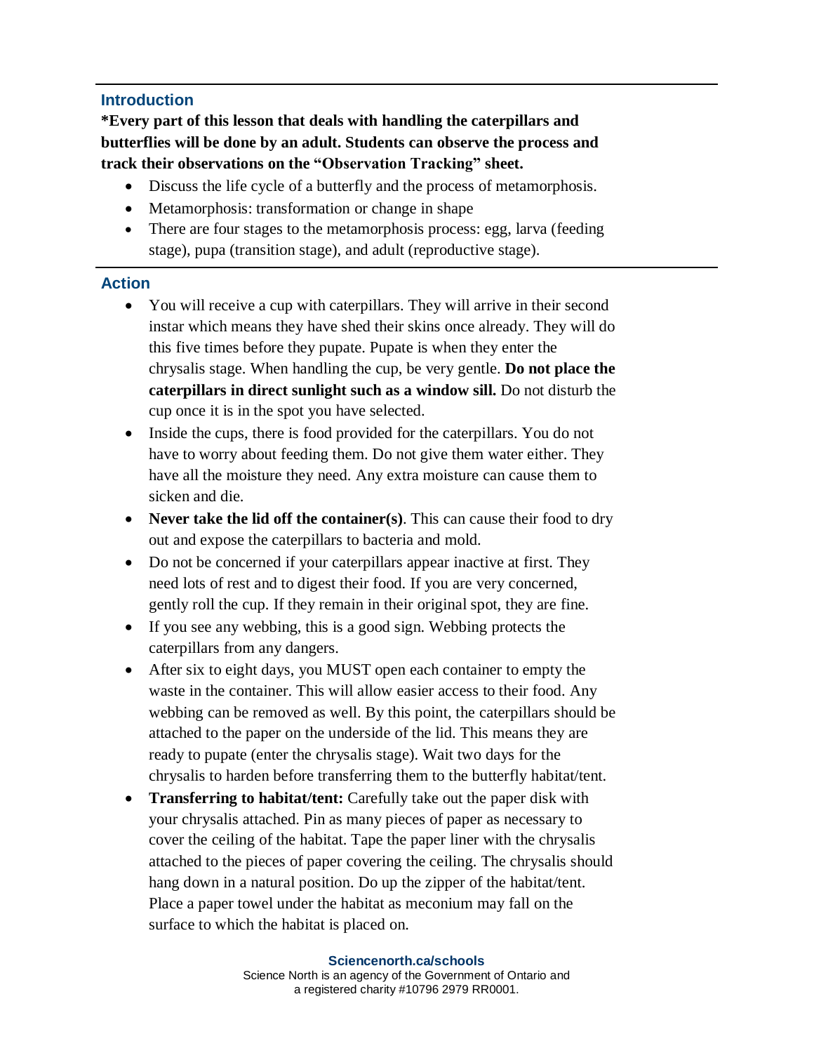## Introduction

**\*Every part of this lesson that deals with handling the caterpillars and butterflies will be done by an adult. Students can observe the process and track their observations on the "Observation Tracking" sheet.**

- Discuss the life cycle of a butterfly and the process of metamorphosis.
- Metamorphosis: transformation or change in shape
- There are four stages to the metamorphosis process: egg, larva (feeding stage), pupa (transition stage), and adult (reproductive stage).

## Action

- You will receive a cup with caterpillars. They will arrive in their second instar which means they have shed their skins once already. They will do this five times before they pupate. Pupate is when they enter the chrysalis stage. When handling the cup, be very gentle. **Do not place the caterpillars in direct sunlight such as a window sill.** Do not disturb the cup once it is in the spot you have selected.
- Inside the cups, there is food provided for the caterpillars. You do not have to worry about feeding them. Do not give them water either. They have all the moisture they need. Any extra moisture can cause them to sicken and die.
- **Never take the lid off the container(s)**. This can cause their food to dry out and expose the caterpillars to bacteria and mold.
- Do not be concerned if your caterpillars appear inactive at first. They need lots of rest and to digest their food. If you are very concerned, gently roll the cup. If they remain in their original spot, they are fine.
- If you see any webbing, this is a good sign. Webbing protects the caterpillars from any dangers.
- After six to eight days, you MUST open each container to empty the waste in the container. This will allow easier access to their food. Any webbing can be removed as well. By this point, the caterpillars should be attached to the paper on the underside of the lid. This means they are ready to pupate (enter the chrysalis stage). Wait two days for the chrysalis to harden before transferring them to the butterfly habitat/tent.
- **Transferring to habitat/tent:** Carefully take out the paper disk with your chrysalis attached. Pin as many pieces of paper as necessary to cover the ceiling of the habitat. Tape the paper liner with the chrysalis attached to the pieces of paper covering the ceiling. The chrysalis should hang down in a natural position. Do up the zipper of the habitat/tent. Place a paper towel under the habitat as meconium may fall on the surface to which the habitat is placed on.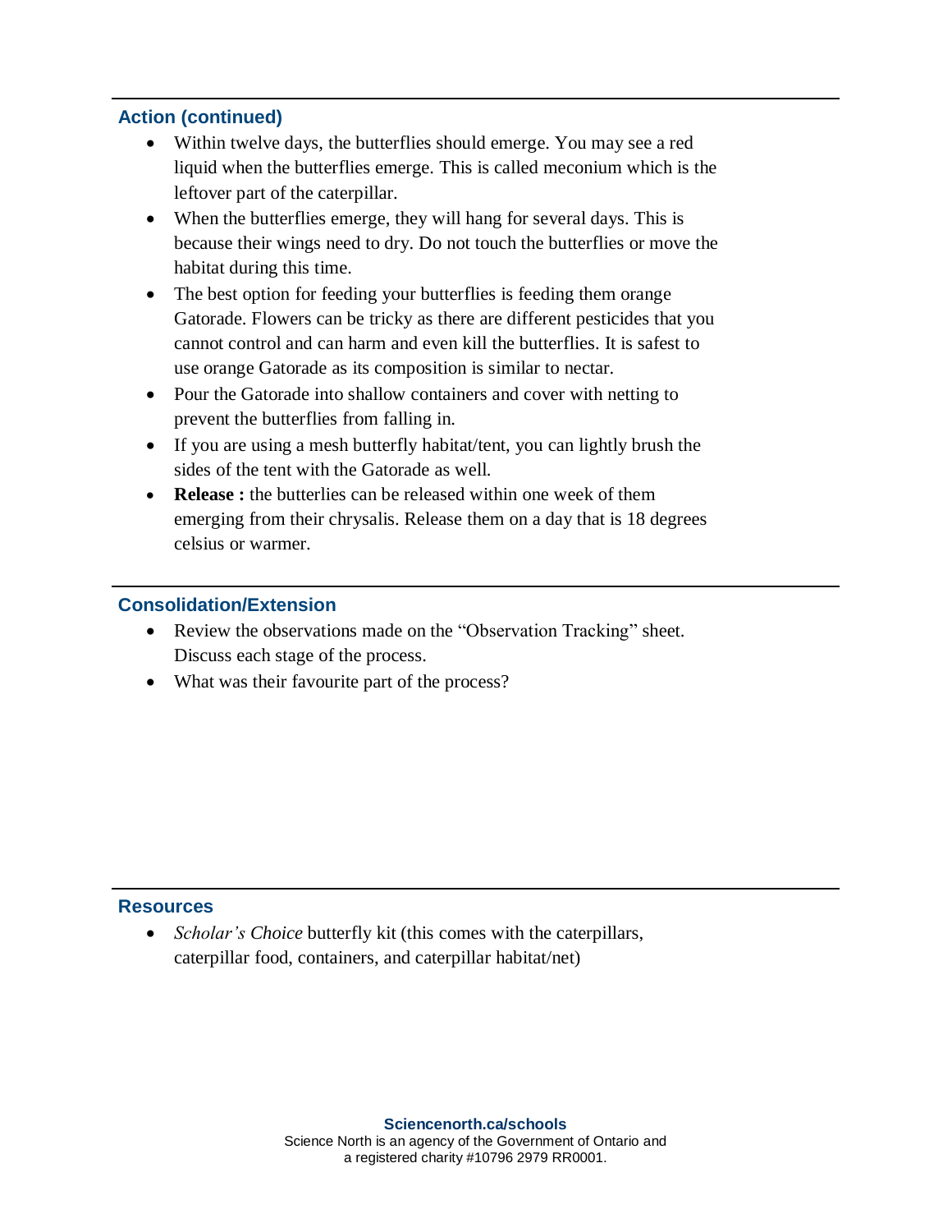## Action (continued)

- Within twelve days, the butterflies should emerge. You may see a red liquid when the butterflies emerge. This is called meconium which is the leftover part of the caterpillar.
- When the butterflies emerge, they will hang for several days. This is because their wings need to dry. Do not touch the butterflies or move the habitat during this time.
- The best option for feeding your butterflies is feeding them orange Gatorade. Flowers can be tricky as there are different pesticides that you cannot control and can harm and even kill the butterflies. It is safest to use orange Gatorade as its composition is similar to nectar.
- Pour the Gatorade into shallow containers and cover with netting to prevent the butterflies from falling in.
- If you are using a mesh butterfly habitat/tent, you can lightly brush the sides of the tent with the Gatorade as well.
- **Release :** the butterlies can be released within one week of them emerging from their chrysalis. Release them on a day that is 18 degrees celsius or warmer.

## Consolidation/Extension

- Review the observations made on the "Observation Tracking" sheet. Discuss each stage of the process.
- What was their favourite part of the process?

## Resources

- *Scholar's Choice* butterfly kit (this comes with the caterpillars, caterpillar food, containers, and caterpillar habitat/net)